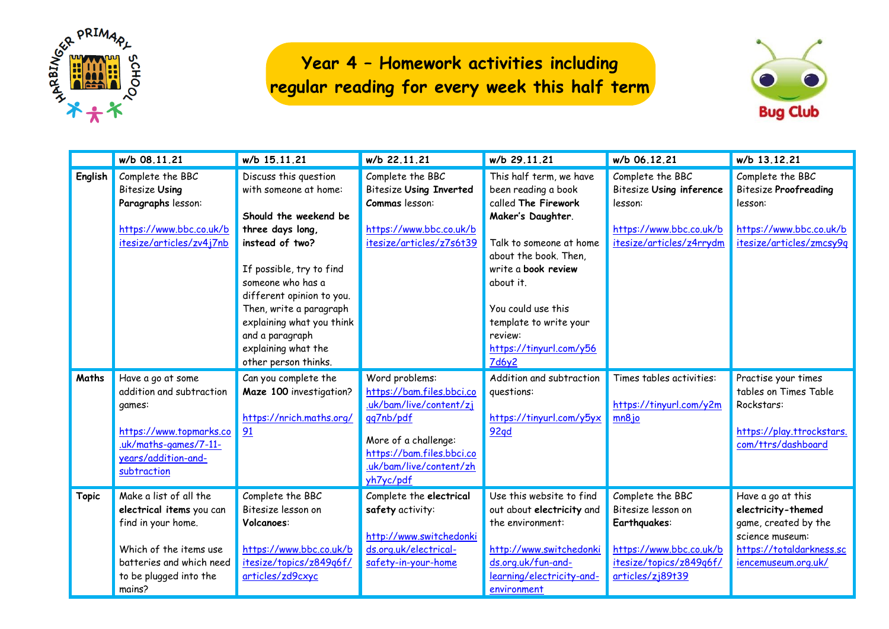# Year 4 – Homework activities including regular reading for every week this half term

| | w/b 08.11.21 | w/b 15.11.21 | w/b 22.11.21 | w/b 29.11.21 | w/b 06.12.21 | w/b 13.12.21 |
|---|---|---|---|---|---|---|
| **English** | Complete the BBC Bitesize **Using Paragraphs** lesson: https://www.bbc.co.uk/bitesize/articles/zv4j7nb | Discuss this question with someone at home: **Should the weekend be three days long, instead of two?** If possible, try to find someone who has a different opinion to you. Then, write a paragraph explaining what you think and a paragraph explaining what the other person thinks. | Complete the BBC Bitesize **Using Inverted Commas** lesson: https://www.bbc.co.uk/bitesize/articles/z7s6t39 | This half term, we have been reading a book called **The Firework Maker's Daughter**. Talk to someone at home about the book. Then, write a **book review** about it. You could use this template to write your review: https://tinyurl.com/y567d6y2 | Complete the BBC Bitesize **Using inference** lesson: https://www.bbc.co.uk/bitesize/articles/z4rrydm | Complete the BBC Bitesize **Proofreading** lesson: https://www.bbc.co.uk/bitesize/articles/zmcsy9q |
| **Maths** | Have a go at some addition and subtraction games: https://www.topmarks.co.uk/maths-games/7-11-years/addition-and-subtraction | Can you complete the **Maze 100** investigation? https://nrich.maths.org/91 | Word problems: https://bam.files.bbci.co.uk/bam/live/content/zjqq7nb/pdf More of a challenge: https://bam.files.bbci.co.uk/bam/live/content/zhyh7yc/pdf | Addition and subtraction questions: https://tinyurl.com/y5yx92qd | Times tables activities: https://tinyurl.com/y2mmn8jo | Practise your times tables on Times Table Rockstars: https://play.ttrockstars.com/ttrs/dashboard |
| **Topic** | Make a list of all the **electrical items** you can find in your home. Which of the items use batteries and which need to be plugged into the mains? | Complete the BBC Bitesize lesson on **Volcanoes**: https://www.bbc.co.uk/bitesize/topics/z849q6f/articles/zd9cxyc | Complete the **electrical safety** activity: http://www.switchedonkids.org.uk/electrical-safety-in-your-home | Use this website to find out about **electricity** and the environment: http://www.switchedonkids.org.uk/fun-and-learning/electricity-and-environment | Complete the BBC Bitesize lesson on **Earthquakes**: https://www.bbc.co.uk/bitesize/topics/z849q6f/articles/zj89t39 | Have a go at this **electricity-themed** game, created by the science museum: https://totaldarkness.sciencemuseum.org.uk/ |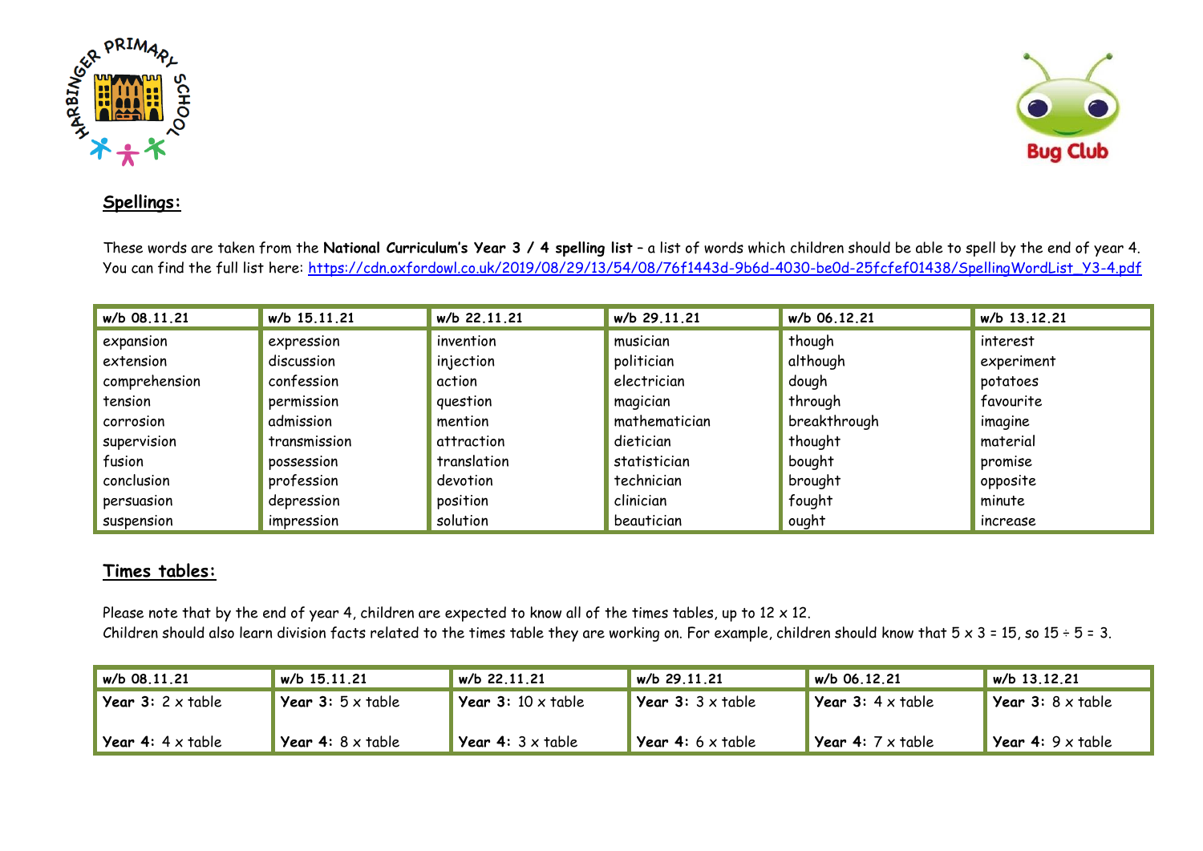## Spellings:

These words are taken from the **National Curriculum's Year 3 / 4 spelling list** – a list of words which children should be able to spell by the end of year 4.
You can find the full list here: https://cdn.oxfordowl.co.uk/2019/08/29/13/54/08/76f1443d-9b6d-4030-be0d-25fcfef01438/SpellingWordList_Y3-4.pdf

| w/b 08.11.21 | w/b 15.11.21 | w/b 22.11.21 | w/b 29.11.21 | w/b 06.12.21 | w/b 13.12.21 |
|---|---|---|---|---|---|
| expansion | expression | invention | musician | though | interest |
| extension | discussion | injection | politician | although | experiment |
| comprehension | confession | action | electrician | dough | potatoes |
| tension | permission | question | magician | through | favourite |
| corrosion | admission | mention | mathematician | breakthrough | imagine |
| supervision | transmission | attraction | dietician | thought | material |
| fusion | possession | translation | statistician | bought | promise |
| conclusion | profession | devotion | technician | brought | opposite |
| persuasion | depression | position | clinician | fought | minute |
| suspension | impression | solution | beautician | ought | increase |

## Times tables:

Please note that by the end of year 4, children are expected to know all of the times tables, up to 12 x 12.
Children should also learn division facts related to the times table they are working on. For example, children should know that 5 x 3 = 15, so 15 ÷ 5 = 3.

| w/b 08.11.21 | w/b 15.11.21 | w/b 22.11.21 | w/b 29.11.21 | w/b 06.12.21 | w/b 13.12.21 |
|---|---|---|---|---|---|
| **Year 3:** 2 x table | **Year 3:** 5 x table | **Year 3:** 10 x table | **Year 3:** 3 x table | **Year 3:** 4 x table | **Year 3:** 8 x table |
| **Year 4:** 4 x table | **Year 4:** 8 x table | **Year 4:** 3 x table | **Year 4:** 6 x table | **Year 4:** 7 x table | **Year 4:** 9 x table |